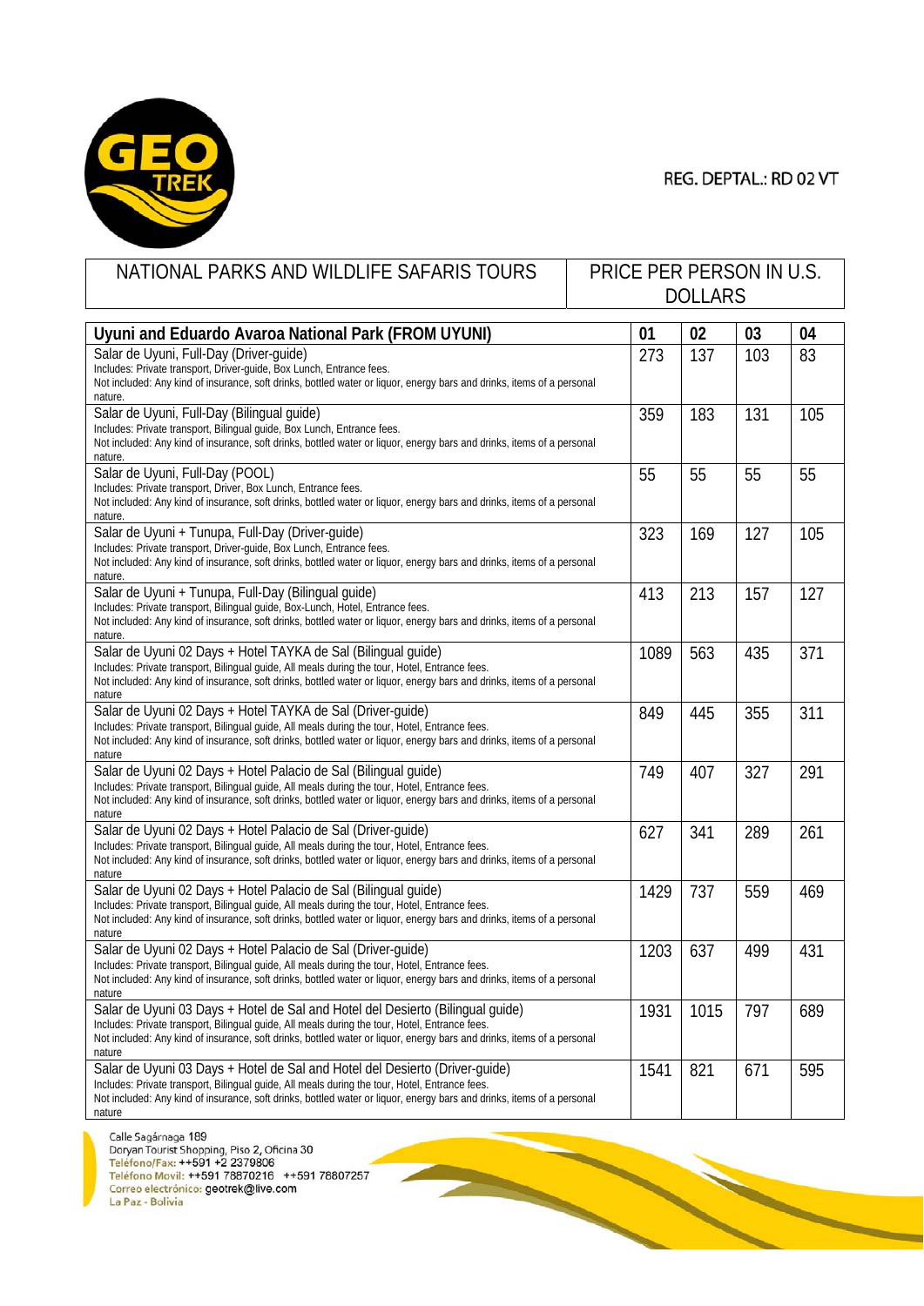REG. DEPTAL.: RD 02 VT

| NATIONAL PARKS AND WILDLIFE SAFARIS TOURS | PRICE PER PERSON IN U.S. DOLLARS |
|---|---|

| Uyuni and Eduardo Avaroa National Park (FROM UYUNI) | 01 | 02 | 03 | 04 |
|---|---|---|---|---|
| Salar de Uyuni, Full-Day (Driver-guide)<br>Includes: Private transport, Driver-guide, Box Lunch, Entrance fees.<br>Not included: Any kind of insurance, soft drinks, bottled water or liquor, energy bars and drinks, items of a personal nature. | 273 | 137 | 103 | 83 |
| Salar de Uyuni, Full-Day (Bilingual guide)<br>Includes: Private transport, Bilingual guide, Box Lunch, Entrance fees.<br>Not included: Any kind of insurance, soft drinks, bottled water or liquor, energy bars and drinks, items of a personal nature. | 359 | 183 | 131 | 105 |
| Salar de Uyuni, Full-Day (POOL)<br>Includes: Private transport, Driver, Box Lunch, Entrance fees.<br>Not included: Any kind of insurance, soft drinks, bottled water or liquor, energy bars and drinks, items of a personal nature. | 55 | 55 | 55 | 55 |
| Salar de Uyuni + Tunupa, Full-Day (Driver-guide)<br>Includes: Private transport, Driver-guide, Box Lunch, Entrance fees.<br>Not included: Any kind of insurance, soft drinks, bottled water or liquor, energy bars and drinks, items of a personal nature. | 323 | 169 | 127 | 105 |
| Salar de Uyuni + Tunupa, Full-Day (Bilingual guide)<br>Includes: Private transport, Bilingual guide, Box-Lunch, Hotel, Entrance fees.<br>Not included: Any kind of insurance, soft drinks, bottled water or liquor, energy bars and drinks, items of a personal nature. | 413 | 213 | 157 | 127 |
| Salar de Uyuni 02 Days + Hotel TAYKA de Sal (Bilingual guide)<br>Includes: Private transport, Bilingual guide, All meals during the tour, Hotel, Entrance fees.<br>Not included: Any kind of insurance, soft drinks, bottled water or liquor, energy bars and drinks, items of a personal nature | 1089 | 563 | 435 | 371 |
| Salar de Uyuni 02 Days + Hotel TAYKA de Sal (Driver-guide)<br>Includes: Private transport, Bilingual guide, All meals during the tour, Hotel, Entrance fees.<br>Not included: Any kind of insurance, soft drinks, bottled water or liquor, energy bars and drinks, items of a personal nature | 849 | 445 | 355 | 311 |
| Salar de Uyuni 02 Days + Hotel Palacio de Sal (Bilingual guide)<br>Includes: Private transport, Bilingual guide, All meals during the tour, Hotel, Entrance fees.<br>Not included: Any kind of insurance, soft drinks, bottled water or liquor, energy bars and drinks, items of a personal nature | 749 | 407 | 327 | 291 |
| Salar de Uyuni 02 Days + Hotel Palacio de Sal (Driver-guide)<br>Includes: Private transport, Bilingual guide, All meals during the tour, Hotel, Entrance fees.<br>Not included: Any kind of insurance, soft drinks, bottled water or liquor, energy bars and drinks, items of a personal nature | 627 | 341 | 289 | 261 |
| Salar de Uyuni 02 Days + Hotel Palacio de Sal (Bilingual guide)<br>Includes: Private transport, Bilingual guide, All meals during the tour, Hotel, Entrance fees.<br>Not included: Any kind of insurance, soft drinks, bottled water or liquor, energy bars and drinks, items of a personal nature | 1429 | 737 | 559 | 469 |
| Salar de Uyuni 02 Days + Hotel Palacio de Sal (Driver-guide)<br>Includes: Private transport, Bilingual guide, All meals during the tour, Hotel, Entrance fees.<br>Not included: Any kind of insurance, soft drinks, bottled water or liquor, energy bars and drinks, items of a personal nature | 1203 | 637 | 499 | 431 |
| Salar de Uyuni 03 Days + Hotel de Sal and Hotel del Desierto (Bilingual guide)<br>Includes: Private transport, Bilingual guide, All meals during the tour, Hotel, Entrance fees.<br>Not included: Any kind of insurance, soft drinks, bottled water or liquor, energy bars and drinks, items of a personal nature | 1931 | 1015 | 797 | 689 |
| Salar de Uyuni 03 Days + Hotel de Sal and Hotel del Desierto (Driver-guide)<br>Includes: Private transport, Bilingual guide, All meals during the tour, Hotel, Entrance fees.<br>Not included: Any kind of insurance, soft drinks, bottled water or liquor, energy bars and drinks, items of a personal nature | 1541 | 821 | 671 | 595 |

Calle Sagárnaga 189
Doryan Tourist Shopping, Piso 2, Oficina 30
Teléfono/Fax: ++591 +2 2379806
Teléfono Movil: ++591 78870216 ++591 78807257
Correo electrónico: geotrek@live.com
La Paz - Bolivia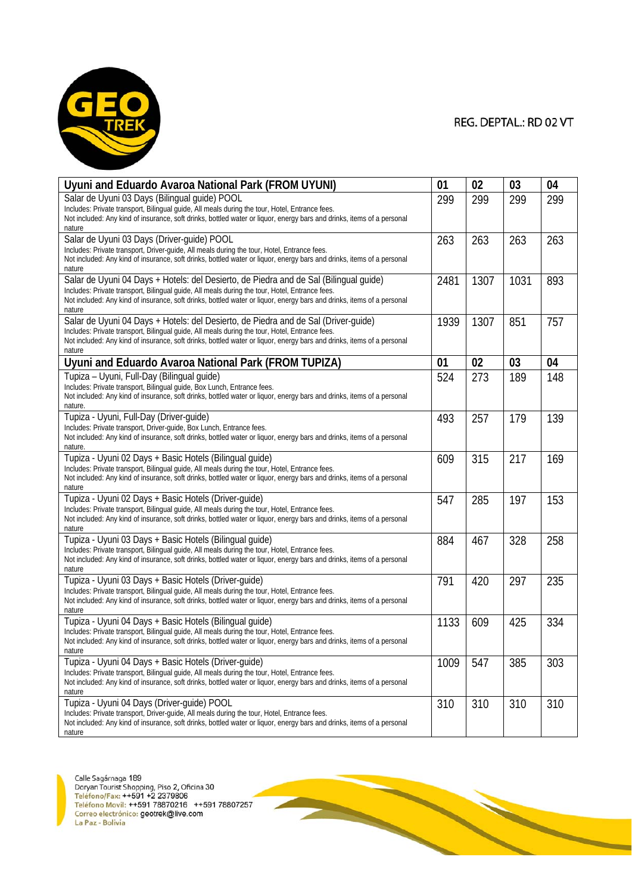REG. DEPTAL.: RD 02 VT

| Uyuni and Eduardo Avaroa National Park (FROM UYUNI) | 01 | 02 | 03 | 04 |
|---|---|---|---|---|
| Salar de Uyuni 03 Days (Bilingual guide) POOL<br>Includes: Private transport, Bilingual guide, All meals during the tour, Hotel, Entrance fees.<br>Not included: Any kind of insurance, soft drinks, bottled water or liquor, energy bars and drinks, items of a personal nature | 299 | 299 | 299 | 299 |
| Salar de Uyuni 03 Days (Driver-guide) POOL<br>Includes: Private transport, Driver-guide, All meals during the tour, Hotel, Entrance fees.<br>Not included: Any kind of insurance, soft drinks, bottled water or liquor, energy bars and drinks, items of a personal nature | 263 | 263 | 263 | 263 |
| Salar de Uyuni 04 Days + Hotels: del Desierto, de Piedra and de Sal (Bilingual guide)<br>Includes: Private transport, Bilingual guide, All meals during the tour, Hotel, Entrance fees.<br>Not included: Any kind of insurance, soft drinks, bottled water or liquor, energy bars and drinks, items of a personal nature | 2481 | 1307 | 1031 | 893 |
| Salar de Uyuni 04 Days + Hotels: del Desierto, de Piedra and de Sal (Driver-guide)<br>Includes: Private transport, Bilingual guide, All meals during the tour, Hotel, Entrance fees.<br>Not included: Any kind of insurance, soft drinks, bottled water or liquor, energy bars and drinks, items of a personal nature | 1939 | 1307 | 851 | 757 |
| **Uyuni and Eduardo Avaroa National Park (FROM TUPIZA)** | **01** | **02** | **03** | **04** |
| Tupiza – Uyuni, Full-Day (Bilingual guide)<br>Includes: Private transport, Bilingual guide, Box Lunch, Entrance fees.<br>Not included: Any kind of insurance, soft drinks, bottled water or liquor, energy bars and drinks, items of a personal nature. | 524 | 273 | 189 | 148 |
| Tupiza - Uyuni, Full-Day (Driver-guide)<br>Includes: Private transport, Driver-guide, Box Lunch, Entrance fees.<br>Not included: Any kind of insurance, soft drinks, bottled water or liquor, energy bars and drinks, items of a personal nature. | 493 | 257 | 179 | 139 |
| Tupiza - Uyuni 02 Days + Basic Hotels (Bilingual guide)<br>Includes: Private transport, Bilingual guide, All meals during the tour, Hotel, Entrance fees.<br>Not included: Any kind of insurance, soft drinks, bottled water or liquor, energy bars and drinks, items of a personal nature | 609 | 315 | 217 | 169 |
| Tupiza - Uyuni 02 Days + Basic Hotels (Driver-guide)<br>Includes: Private transport, Bilingual guide, All meals during the tour, Hotel, Entrance fees.<br>Not included: Any kind of insurance, soft drinks, bottled water or liquor, energy bars and drinks, items of a personal nature | 547 | 285 | 197 | 153 |
| Tupiza - Uyuni 03 Days + Basic Hotels (Bilingual guide)<br>Includes: Private transport, Bilingual guide, All meals during the tour, Hotel, Entrance fees.<br>Not included: Any kind of insurance, soft drinks, bottled water or liquor, energy bars and drinks, items of a personal nature | 884 | 467 | 328 | 258 |
| Tupiza - Uyuni 03 Days + Basic Hotels (Driver-guide)<br>Includes: Private transport, Bilingual guide, All meals during the tour, Hotel, Entrance fees.<br>Not included: Any kind of insurance, soft drinks, bottled water or liquor, energy bars and drinks, items of a personal nature | 791 | 420 | 297 | 235 |
| Tupiza - Uyuni 04 Days + Basic Hotels (Bilingual guide)<br>Includes: Private transport, Bilingual guide, All meals during the tour, Hotel, Entrance fees.<br>Not included: Any kind of insurance, soft drinks, bottled water or liquor, energy bars and drinks, items of a personal nature | 1133 | 609 | 425 | 334 |
| Tupiza - Uyuni 04 Days + Basic Hotels (Driver-guide)<br>Includes: Private transport, Bilingual guide, All meals during the tour, Hotel, Entrance fees.<br>Not included: Any kind of insurance, soft drinks, bottled water or liquor, energy bars and drinks, items of a personal nature | 1009 | 547 | 385 | 303 |
| Tupiza - Uyuni 04 Days (Driver-guide) POOL<br>Includes: Private transport, Driver-guide, All meals during the tour, Hotel, Entrance fees.<br>Not included: Any kind of insurance, soft drinks, bottled water or liquor, energy bars and drinks, items of a personal nature | 310 | 310 | 310 | 310 |

Calle Sagárnaga 189
Doryan Tourist Shopping, Piso 2, Oficina 30
Teléfono/Fax: ++591 +2 2379806
Teléfono Movil: ++591 78870216 ++591 78807257
Correo electrónico: geotrek@live.com
La Paz - Bolivia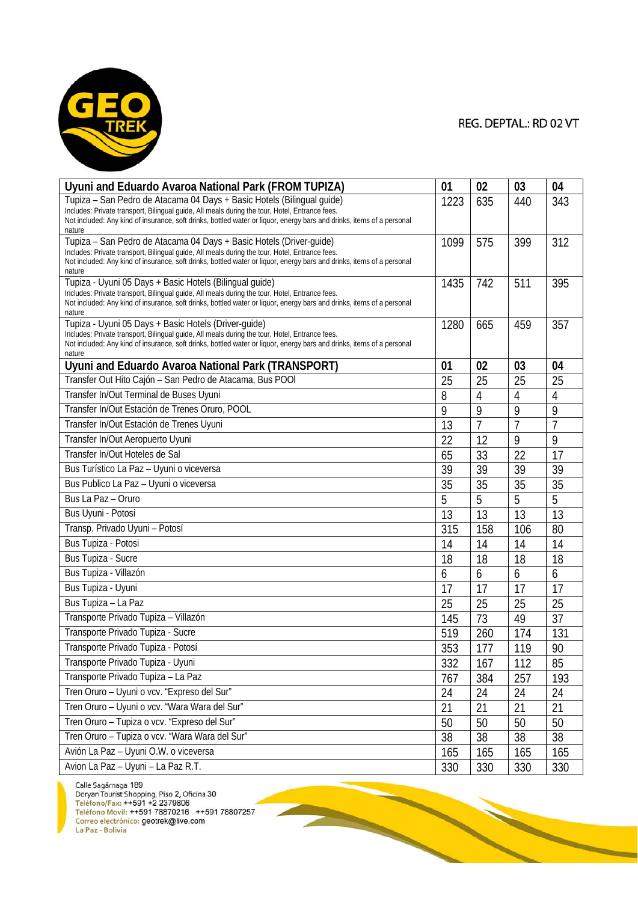REG. DEPTAL.: RD 02 VT

| Uyuni and Eduardo Avaroa National Park (FROM TUPIZA) | 01 | 02 | 03 | 04 |
|---|---|---|---|---|
| Tupiza – San Pedro de Atacama 04 Days + Basic Hotels (Bilingual guide)<br>Includes: Private transport, Bilingual guide, All meals during the tour, Hotel, Entrance fees.<br>Not included: Any kind of insurance, soft drinks, bottled water or liquor, energy bars and drinks, items of a personal nature | 1223 | 635 | 440 | 343 |
| Tupiza – San Pedro de Atacama 04 Days + Basic Hotels (Driver-guide)<br>Includes: Private transport, Bilingual guide, All meals during the tour, Hotel, Entrance fees.<br>Not included: Any kind of insurance, soft drinks, bottled water or liquor, energy bars and drinks, items of a personal nature | 1099 | 575 | 399 | 312 |
| Tupiza - Uyuni 05 Days + Basic Hotels (Bilingual guide)<br>Includes: Private transport, Bilingual guide, All meals during the tour, Hotel, Entrance fees.<br>Not included: Any kind of insurance, soft drinks, bottled water or liquor, energy bars and drinks, items of a personal nature | 1435 | 742 | 511 | 395 |
| Tupiza - Uyuni 05 Days + Basic Hotels (Driver-guide)<br>Includes: Private transport, Bilingual guide, All meals during the tour, Hotel, Entrance fees.<br>Not included: Any kind of insurance, soft drinks, bottled water or liquor, energy bars and drinks, items of a personal nature | 1280 | 665 | 459 | 357 |

| Uyuni and Eduardo Avaroa National Park (TRANSPORT) | 01 | 02 | 03 | 04 |
|---|---|---|---|---|
| Transfer Out Hito Cajón – San Pedro de Atacama, Bus POOl | 25 | 25 | 25 | 25 |
| Transfer In/Out Terminal de Buses Uyuni | 8 | 4 | 4 | 4 |
| Transfer In/Out Estación de Trenes Oruro, POOL | 9 | 9 | 9 | 9 |
| Transfer In/Out Estación de Trenes Uyuni | 13 | 7 | 7 | 7 |
| Transfer In/Out Aeropuerto Uyuni | 22 | 12 | 9 | 9 |
| Transfer In/Out Hoteles de Sal | 65 | 33 | 22 | 17 |
| Bus Turístico La Paz – Uyuni o viceversa | 39 | 39 | 39 | 39 |
| Bus Publico La Paz – Uyuni o viceversa | 35 | 35 | 35 | 35 |
| Bus La Paz – Oruro | 5 | 5 | 5 | 5 |
| Bus Uyuni - Potosi | 13 | 13 | 13 | 13 |
| Transp. Privado Uyuni – Potosí | 315 | 158 | 106 | 80 |
| Bus Tupiza - Potosi | 14 | 14 | 14 | 14 |
| Bus Tupiza - Sucre | 18 | 18 | 18 | 18 |
| Bus Tupiza - Villazón | 6 | 6 | 6 | 6 |
| Bus Tupiza - Uyuni | 17 | 17 | 17 | 17 |
| Bus Tupiza – La Paz | 25 | 25 | 25 | 25 |
| Transporte Privado Tupiza – Villazón | 145 | 73 | 49 | 37 |
| Transporte Privado Tupiza - Sucre | 519 | 260 | 174 | 131 |
| Transporte Privado Tupiza - Potosí | 353 | 177 | 119 | 90 |
| Transporte Privado Tupiza - Uyuni | 332 | 167 | 112 | 85 |
| Transporte Privado Tupiza – La Paz | 767 | 384 | 257 | 193 |
| Tren Oruro – Uyuni o vcv. "Expreso del Sur" | 24 | 24 | 24 | 24 |
| Tren Oruro – Uyuni o vcv. "Wara Wara del Sur" | 21 | 21 | 21 | 21 |
| Tren Oruro – Tupiza o vcv. "Expreso del Sur" | 50 | 50 | 50 | 50 |
| Tren Oruro – Tupiza o vcv. "Wara Wara del Sur" | 38 | 38 | 38 | 38 |
| Avión La Paz – Uyuni O.W. o viceversa | 165 | 165 | 165 | 165 |
| Avion La Paz – Uyuni – La Paz R.T. | 330 | 330 | 330 | 330 |

Calle Sagárnaga 189
Doryan Tourist Shopping, Piso 2, Oficina 30
Teléfono/Fax: ++591 +2 2379806
Teléfono Movil: ++591 78870216 ++591 78807257
Correo electrónico: geotrek@live.com
La Paz - Bolivia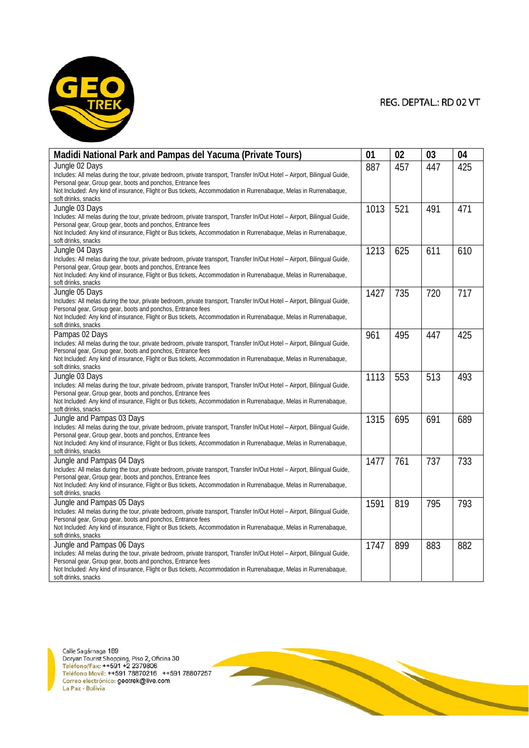REG. DEPTAL.: RD 02 VT

| Madidi National Park and Pampas del Yacuma (Private Tours) | 01 | 02 | 03 | 04 |
|---|---|---|---|---|
| Jungle 02 Days<br>Includes: All melas during the tour, private bedroom, private transport, Transfer In/Out Hotel – Airport, Bilingual Guide, Personal gear, Group gear, boots and ponchos, Entrance fees<br>Not Included: Any kind of insurance, Flight or Bus tickets, Accommodation in Rurrenabaque, Melas in Rurrenabaque, soft drinks, snacks | 887 | 457 | 447 | 425 |
| Jungle 03 Days<br>Includes: All melas during the tour, private bedroom, private transport, Transfer In/Out Hotel – Airport, Bilingual Guide, Personal gear, Group gear, boots and ponchos, Entrance fees<br>Not Included: Any kind of insurance, Flight or Bus tickets, Accommodation in Rurrenabaque, Melas in Rurrenabaque, soft drinks, snacks | 1013 | 521 | 491 | 471 |
| Jungle 04 Days<br>Includes: All melas during the tour, private bedroom, private transport, Transfer In/Out Hotel – Airport, Bilingual Guide, Personal gear, Group gear, boots and ponchos, Entrance fees<br>Not Included: Any kind of insurance, Flight or Bus tickets, Accommodation in Rurrenabaque, Melas in Rurrenabaque, soft drinks, snacks | 1213 | 625 | 611 | 610 |
| Jungle 05 Days<br>Includes: All melas during the tour, private bedroom, private transport, Transfer In/Out Hotel – Airport, Bilingual Guide, Personal gear, Group gear, boots and ponchos, Entrance fees<br>Not Included: Any kind of insurance, Flight or Bus tickets, Accommodation in Rurrenabaque, Melas in Rurrenabaque, soft drinks, snacks | 1427 | 735 | 720 | 717 |
| Pampas 02 Days<br>Includes: All melas during the tour, private bedroom, private transport, Transfer In/Out Hotel – Airport, Bilingual Guide, Personal gear, Group gear, boots and ponchos, Entrance fees<br>Not Included: Any kind of insurance, Flight or Bus tickets, Accommodation in Rurrenabaque, Melas in Rurrenabaque, soft drinks, snacks | 961 | 495 | 447 | 425 |
| Jungle 03 Days<br>Includes: All melas during the tour, private bedroom, private transport, Transfer In/Out Hotel – Airport, Bilingual Guide, Personal gear, Group gear, boots and ponchos, Entrance fees<br>Not Included: Any kind of insurance, Flight or Bus tickets, Accommodation in Rurrenabaque, Melas in Rurrenabaque, soft drinks, snacks | 1113 | 553 | 513 | 493 |
| Jungle and Pampas 03 Days<br>Includes: All melas during the tour, private bedroom, private transport, Transfer In/Out Hotel – Airport, Bilingual Guide, Personal gear, Group gear, boots and ponchos, Entrance fees<br>Not Included: Any kind of insurance, Flight or Bus tickets, Accommodation in Rurrenabaque, Melas in Rurrenabaque, soft drinks, snacks | 1315 | 695 | 691 | 689 |
| Jungle and Pampas 04 Days<br>Includes: All melas during the tour, private bedroom, private transport, Transfer In/Out Hotel – Airport, Bilingual Guide, Personal gear, Group gear, boots and ponchos, Entrance fees<br>Not Included: Any kind of insurance, Flight or Bus tickets, Accommodation in Rurrenabaque, Melas in Rurrenabaque, soft drinks, snacks | 1477 | 761 | 737 | 733 |
| Jungle and Pampas 05 Days<br>Includes: All melas during the tour, private bedroom, private transport, Transfer In/Out Hotel – Airport, Bilingual Guide, Personal gear, Group gear, boots and ponchos, Entrance fees<br>Not Included: Any kind of insurance, Flight or Bus tickets, Accommodation in Rurrenabaque, Melas in Rurrenabaque, soft drinks, snacks | 1591 | 819 | 795 | 793 |
| Jungle and Pampas 06 Days<br>Includes: All melas during the tour, private bedroom, private transport, Transfer In/Out Hotel – Airport, Bilingual Guide, Personal gear, Group gear, boots and ponchos, Entrance fees<br>Not Included: Any kind of insurance, Flight or Bus tickets, Accommodation in Rurrenabaque, Melas in Rurrenabaque, soft drinks, snacks | 1747 | 899 | 883 | 882 |

Calle Sagárnaga 189
Doryan Tourist Shopping, Piso 2, Oficina 30
Teléfono/Fax: ++591 +2 2379806
Teléfono Movil: ++591 78870216 ++591 78807257
Correo electrónico: geotrek@live.com
La Paz - Bolivia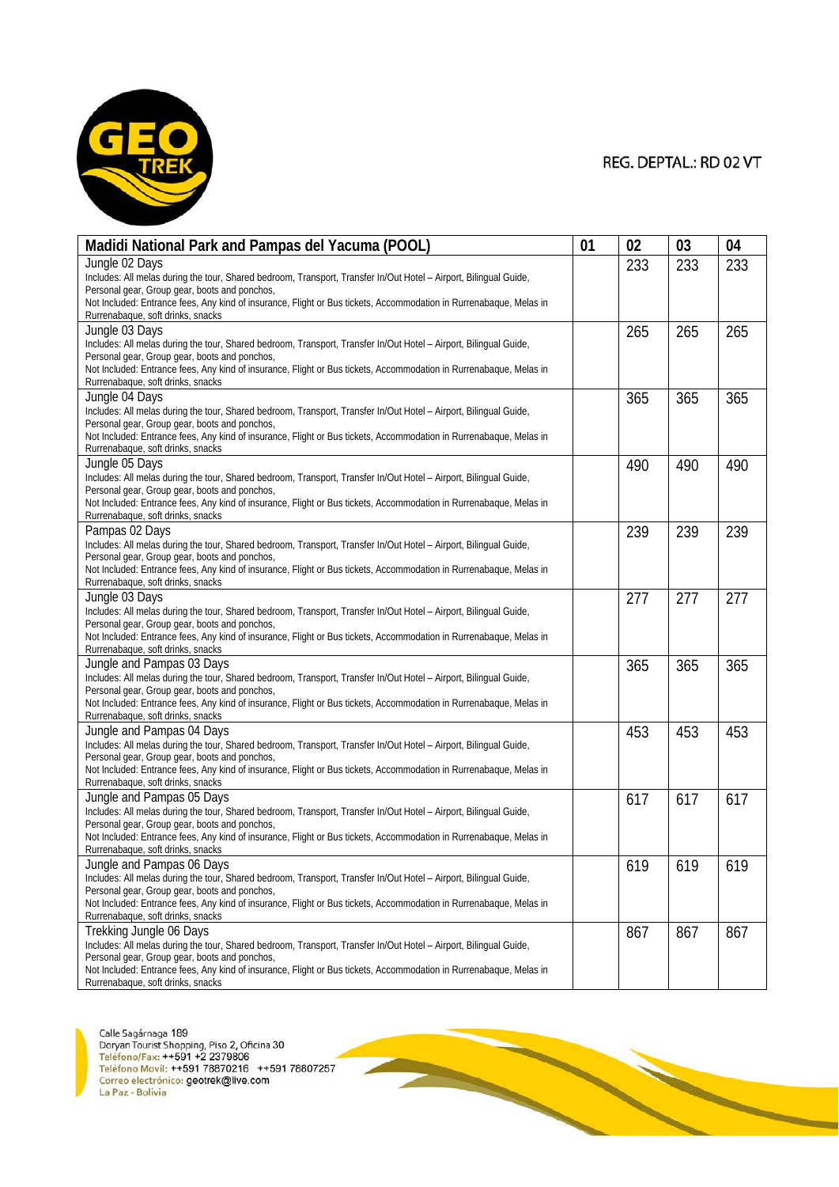REG. DEPTAL.: RD 02 VT

| Madidi National Park and Pampas del Yacuma (POOL) | 01 | 02 | 03 | 04 |
|---|---|---|---|---|
| Jungle 02 Days<br>Includes: All melas during the tour, Shared bedroom, Transport, Transfer In/Out Hotel – Airport, Bilingual Guide, Personal gear, Group gear, boots and ponchos,<br>Not Included: Entrance fees, Any kind of insurance, Flight or Bus tickets, Accommodation in Rurrenabaque, Melas in Rurrenabaque, soft drinks, snacks | | 233 | 233 | 233 |
| Jungle 03 Days<br>Includes: All melas during the tour, Shared bedroom, Transport, Transfer In/Out Hotel – Airport, Bilingual Guide, Personal gear, Group gear, boots and ponchos,<br>Not Included: Entrance fees, Any kind of insurance, Flight or Bus tickets, Accommodation in Rurrenabaque, Melas in Rurrenabaque, soft drinks, snacks | | 265 | 265 | 265 |
| Jungle 04 Days<br>Includes: All melas during the tour, Shared bedroom, Transport, Transfer In/Out Hotel – Airport, Bilingual Guide, Personal gear, Group gear, boots and ponchos,<br>Not Included: Entrance fees, Any kind of insurance, Flight or Bus tickets, Accommodation in Rurrenabaque, Melas in Rurrenabaque, soft drinks, snacks | | 365 | 365 | 365 |
| Jungle 05 Days<br>Includes: All melas during the tour, Shared bedroom, Transport, Transfer In/Out Hotel – Airport, Bilingual Guide, Personal gear, Group gear, boots and ponchos,<br>Not Included: Entrance fees, Any kind of insurance, Flight or Bus tickets, Accommodation in Rurrenabaque, Melas in Rurrenabaque, soft drinks, snacks | | 490 | 490 | 490 |
| Pampas 02 Days<br>Includes: All melas during the tour, Shared bedroom, Transport, Transfer In/Out Hotel – Airport, Bilingual Guide, Personal gear, Group gear, boots and ponchos,<br>Not Included: Entrance fees, Any kind of insurance, Flight or Bus tickets, Accommodation in Rurrenabaque, Melas in Rurrenabaque, soft drinks, snacks | | 239 | 239 | 239 |
| Jungle 03 Days<br>Includes: All melas during the tour, Shared bedroom, Transport, Transfer In/Out Hotel – Airport, Bilingual Guide, Personal gear, Group gear, boots and ponchos,<br>Not Included: Entrance fees, Any kind of insurance, Flight or Bus tickets, Accommodation in Rurrenabaque, Melas in Rurrenabaque, soft drinks, snacks | | 277 | 277 | 277 |
| Jungle and Pampas 03 Days<br>Includes: All melas during the tour, Shared bedroom, Transport, Transfer In/Out Hotel – Airport, Bilingual Guide, Personal gear, Group gear, boots and ponchos,<br>Not Included: Entrance fees, Any kind of insurance, Flight or Bus tickets, Accommodation in Rurrenabaque, Melas in Rurrenabaque, soft drinks, snacks | | 365 | 365 | 365 |
| Jungle and Pampas 04 Days<br>Includes: All melas during the tour, Shared bedroom, Transport, Transfer In/Out Hotel – Airport, Bilingual Guide, Personal gear, Group gear, boots and ponchos,<br>Not Included: Entrance fees, Any kind of insurance, Flight or Bus tickets, Accommodation in Rurrenabaque, Melas in Rurrenabaque, soft drinks, snacks | | 453 | 453 | 453 |
| Jungle and Pampas 05 Days<br>Includes: All melas during the tour, Shared bedroom, Transport, Transfer In/Out Hotel – Airport, Bilingual Guide, Personal gear, Group gear, boots and ponchos,<br>Not Included: Entrance fees, Any kind of insurance, Flight or Bus tickets, Accommodation in Rurrenabaque, Melas in Rurrenabaque, soft drinks, snacks | | 617 | 617 | 617 |
| Jungle and Pampas 06 Days<br>Includes: All melas during the tour, Shared bedroom, Transport, Transfer In/Out Hotel – Airport, Bilingual Guide, Personal gear, Group gear, boots and ponchos,<br>Not Included: Entrance fees, Any kind of insurance, Flight or Bus tickets, Accommodation in Rurrenabaque, Melas in Rurrenabaque, soft drinks, snacks | | 619 | 619 | 619 |
| Trekking Jungle 06 Days<br>Includes: All melas during the tour, Shared bedroom, Transport, Transfer In/Out Hotel – Airport, Bilingual Guide, Personal gear, Group gear, boots and ponchos,<br>Not Included: Entrance fees, Any kind of insurance, Flight or Bus tickets, Accommodation in Rurrenabaque, Melas in Rurrenabaque, soft drinks, snacks | | 867 | 867 | 867 |

Calle Sagárnaga 189
Doryan Tourist Shopping, Piso 2, Oficina 30
Teléfono/Fax: ++591 +2 2379806
Teléfono Movil: ++591 78870216 ++591 78807257
Correo electrónico: geotrek@live.com
La Paz - Bolivia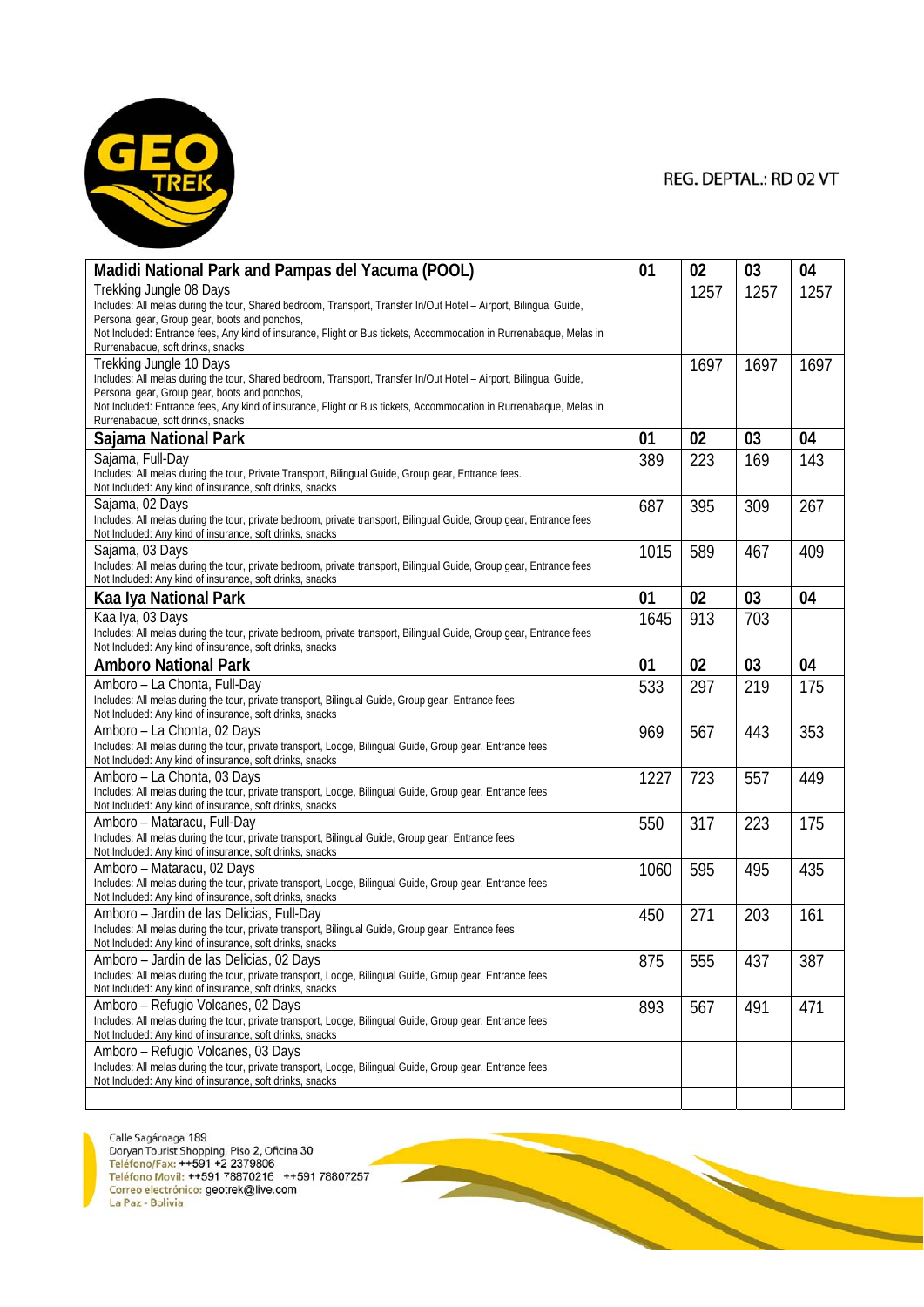REG. DEPTAL.: RD 02 VT

| Madidi National Park and Pampas del Yacuma (POOL) | 01 | 02 | 03 | 04 |
|---|---|---|---|---|
| Trekking Jungle 08 Days<br>Includes: All melas during the tour, Shared bedroom, Transport, Transfer In/Out Hotel – Airport, Bilingual Guide, Personal gear, Group gear, boots and ponchos,<br>Not Included: Entrance fees, Any kind of insurance, Flight or Bus tickets, Accommodation in Rurrenabaque, Melas in Rurrenabaque, soft drinks, snacks | | 1257 | 1257 | 1257 |
| Trekking Jungle 10 Days<br>Includes: All melas during the tour, Shared bedroom, Transport, Transfer In/Out Hotel – Airport, Bilingual Guide, Personal gear, Group gear, boots and ponchos,<br>Not Included: Entrance fees, Any kind of insurance, Flight or Bus tickets, Accommodation in Rurrenabaque, Melas in Rurrenabaque, soft drinks, snacks | | 1697 | 1697 | 1697 |
| **Sajama National Park** | **01** | **02** | **03** | **04** |
| Sajama, Full-Day<br>Includes: All melas during the tour, Private Transport, Bilingual Guide, Group gear, Entrance fees.<br>Not Included: Any kind of insurance, soft drinks, snacks | 389 | 223 | 169 | 143 |
| Sajama, 02 Days<br>Includes: All melas during the tour, private bedroom, private transport, Bilingual Guide, Group gear, Entrance fees<br>Not Included: Any kind of insurance, soft drinks, snacks | 687 | 395 | 309 | 267 |
| Sajama, 03 Days<br>Includes: All melas during the tour, private bedroom, private transport, Bilingual Guide, Group gear, Entrance fees<br>Not Included: Any kind of insurance, soft drinks, snacks | 1015 | 589 | 467 | 409 |
| **Kaa Iya National Park** | **01** | **02** | **03** | **04** |
| Kaa Iya, 03 Days<br>Includes: All melas during the tour, private bedroom, private transport, Bilingual Guide, Group gear, Entrance fees<br>Not Included: Any kind of insurance, soft drinks, snacks | 1645 | 913 | 703 | |
| **Amboro National Park** | **01** | **02** | **03** | **04** |
| Amboro – La Chonta, Full-Day<br>Includes: All melas during the tour, private transport, Bilingual Guide, Group gear, Entrance fees<br>Not Included: Any kind of insurance, soft drinks, snacks | 533 | 297 | 219 | 175 |
| Amboro – La Chonta, 02 Days<br>Includes: All melas during the tour, private transport, Lodge, Bilingual Guide, Group gear, Entrance fees<br>Not Included: Any kind of insurance, soft drinks, snacks | 969 | 567 | 443 | 353 |
| Amboro – La Chonta, 03 Days<br>Includes: All melas during the tour, private transport, Lodge, Bilingual Guide, Group gear, Entrance fees<br>Not Included: Any kind of insurance, soft drinks, snacks | 1227 | 723 | 557 | 449 |
| Amboro – Mataracu, Full-Day<br>Includes: All melas during the tour, private transport, Bilingual Guide, Group gear, Entrance fees<br>Not Included: Any kind of insurance, soft drinks, snacks | 550 | 317 | 223 | 175 |
| Amboro – Mataracu, 02 Days<br>Includes: All melas during the tour, private transport, Lodge, Bilingual Guide, Group gear, Entrance fees<br>Not Included: Any kind of insurance, soft drinks, snacks | 1060 | 595 | 495 | 435 |
| Amboro – Jardin de las Delicias, Full-Day<br>Includes: All melas during the tour, private transport, Bilingual Guide, Group gear, Entrance fees<br>Not Included: Any kind of insurance, soft drinks, snacks | 450 | 271 | 203 | 161 |
| Amboro – Jardin de las Delicias, 02 Days<br>Includes: All melas during the tour, private transport, Lodge, Bilingual Guide, Group gear, Entrance fees<br>Not Included: Any kind of insurance, soft drinks, snacks | 875 | 555 | 437 | 387 |
| Amboro – Refugio Volcanes, 02 Days<br>Includes: All melas during the tour, private transport, Lodge, Bilingual Guide, Group gear, Entrance fees<br>Not Included: Any kind of insurance, soft drinks, snacks | 893 | 567 | 491 | 471 |
| Amboro – Refugio Volcanes, 03 Days<br>Includes: All melas during the tour, private transport, Lodge, Bilingual Guide, Group gear, Entrance fees<br>Not Included: Any kind of insurance, soft drinks, snacks | | | | |
| | | | | |

Calle Sagárnaga 189
Doryan Tourist Shopping, Piso 2, Oficina 30
Teléfono/Fax: ++591 +2 2379806
Teléfono Movil: ++591 78870216 ++591 78807257
Correo electrónico: geotrek@live.com
La Paz - Bolivia